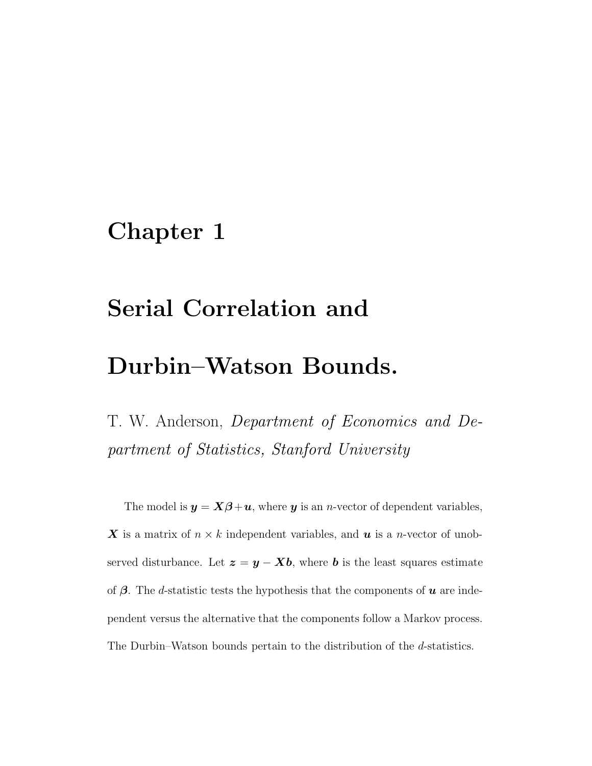# Chapter 1

# Serial Correlation and Durbin–Watson Bounds.

T. W. Anderson, *Department of Economics and Department of Statistics, Stanford University*

The model is $\boldsymbol{y} = \boldsymbol{X}\boldsymbol{\beta} + \boldsymbol{u}$, where $\boldsymbol{y}$ is an $n$-vector of dependent variables, $\boldsymbol{X}$ is a matrix of $n \times k$ independent variables, and $\boldsymbol{u}$ is a $n$-vector of unobserved disturbance. Let $\boldsymbol{z} = \boldsymbol{y} - \boldsymbol{X}\boldsymbol{b}$, where $\boldsymbol{b}$ is the least squares estimate of $\boldsymbol{\beta}$. The $d$-statistic tests the hypothesis that the components of $\boldsymbol{u}$ are independent versus the alternative that the components follow a Markov process. The Durbin–Watson bounds pertain to the distribution of the $d$-statistics.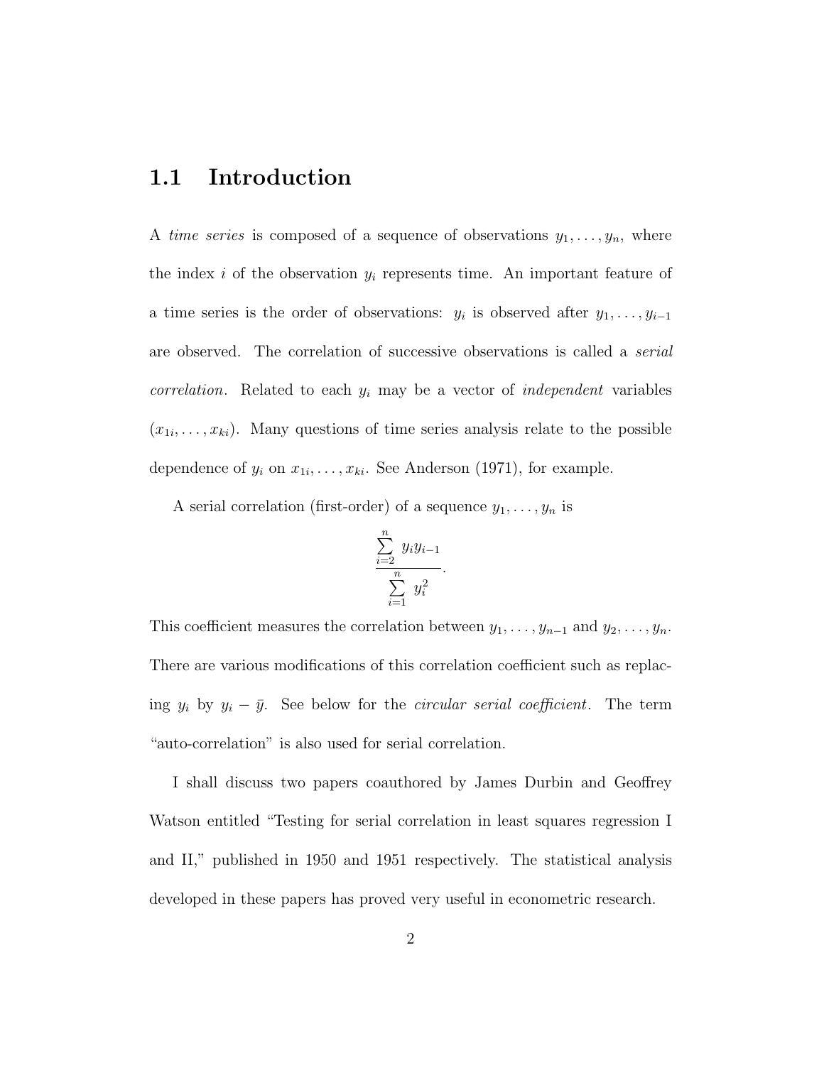## 1.1 Introduction

A *time series* is composed of a sequence of observations $y_1, \ldots, y_n$, where the index $i$ of the observation $y_i$ represents time. An important feature of a time series is the order of observations: $y_i$ is observed after $y_1, \ldots, y_{i-1}$ are observed. The correlation of successive observations is called a *serial correlation*. Related to each $y_i$ may be a vector of *independent* variables $(x_{1i}, \ldots, x_{ki})$. Many questions of time series analysis relate to the possible dependence of $y_i$ on $x_{1i}, \ldots, x_{ki}$. See Anderson (1971), for example.

A serial correlation (first-order) of a sequence $y_1, \ldots, y_n$ is

$$\frac{\sum_{i=2}^{n} y_i y_{i-1}}{\sum_{i=1}^{n} y_i^2}.$$

This coefficient measures the correlation between $y_1, \ldots, y_{n-1}$ and $y_2, \ldots, y_n$. There are various modifications of this correlation coefficient such as replacing $y_i$ by $y_i - \bar{y}$. See below for the *circular serial coefficient*. The term "auto-correlation" is also used for serial correlation.

I shall discuss two papers coauthored by James Durbin and Geoffrey Watson entitled "Testing for serial correlation in least squares regression I and II," published in 1950 and 1951 respectively. The statistical analysis developed in these papers has proved very useful in econometric research.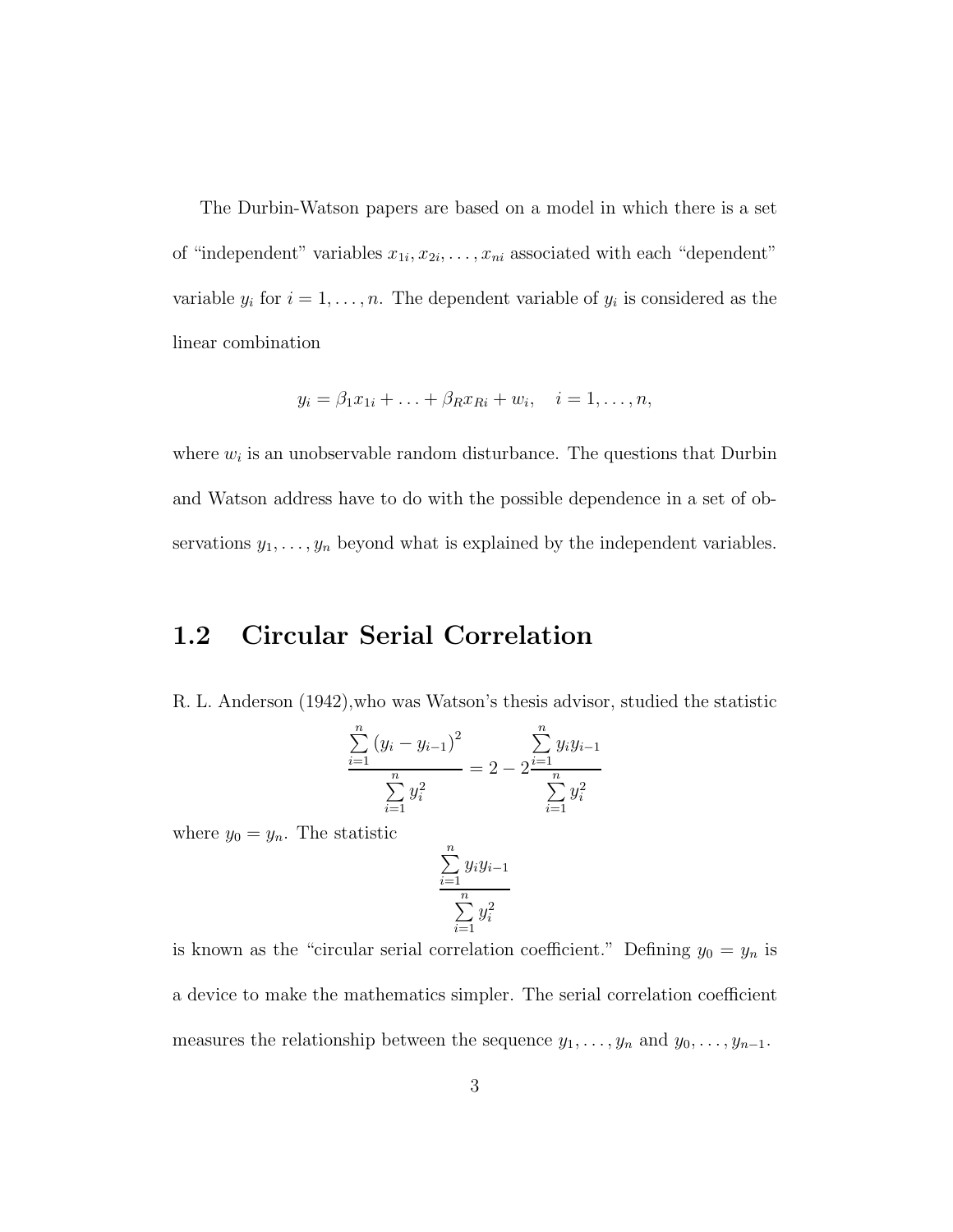The Durbin-Watson papers are based on a model in which there is a set of "independent" variables $x_{1i}, x_{2i}, \ldots, x_{ni}$ associated with each "dependent" variable $y_i$ for $i = 1, \ldots, n$. The dependent variable of $y_i$ is considered as the linear combination

$$y_i = \beta_1 x_{1i} + \ldots + \beta_R x_{Ri} + w_i, \quad i = 1, \ldots, n,$$

where $w_i$ is an unobservable random disturbance. The questions that Durbin and Watson address have to do with the possible dependence in a set of observations $y_1, \ldots, y_n$ beyond what is explained by the independent variables.

## 1.2 Circular Serial Correlation

R. L. Anderson (1942),who was Watson's thesis advisor, studied the statistic

$$\frac{\sum_{i=1}^{n} (y_i - y_{i-1})^2}{\sum_{i=1}^{n} y_i^2} = 2 - 2\frac{\sum_{i=1}^{n} y_i y_{i-1}}{\sum_{i=1}^{n} y_i^2}$$

where $y_0 = y_n$. The statistic

$$\frac{\sum_{i=1}^{n} y_i y_{i-1}}{\sum_{i=1}^{n} y_i^2}$$

is known as the "circular serial correlation coefficient." Defining $y_0 = y_n$ is a device to make the mathematics simpler. The serial correlation coefficient measures the relationship between the sequence $y_1, \ldots, y_n$ and $y_0, \ldots, y_{n-1}$.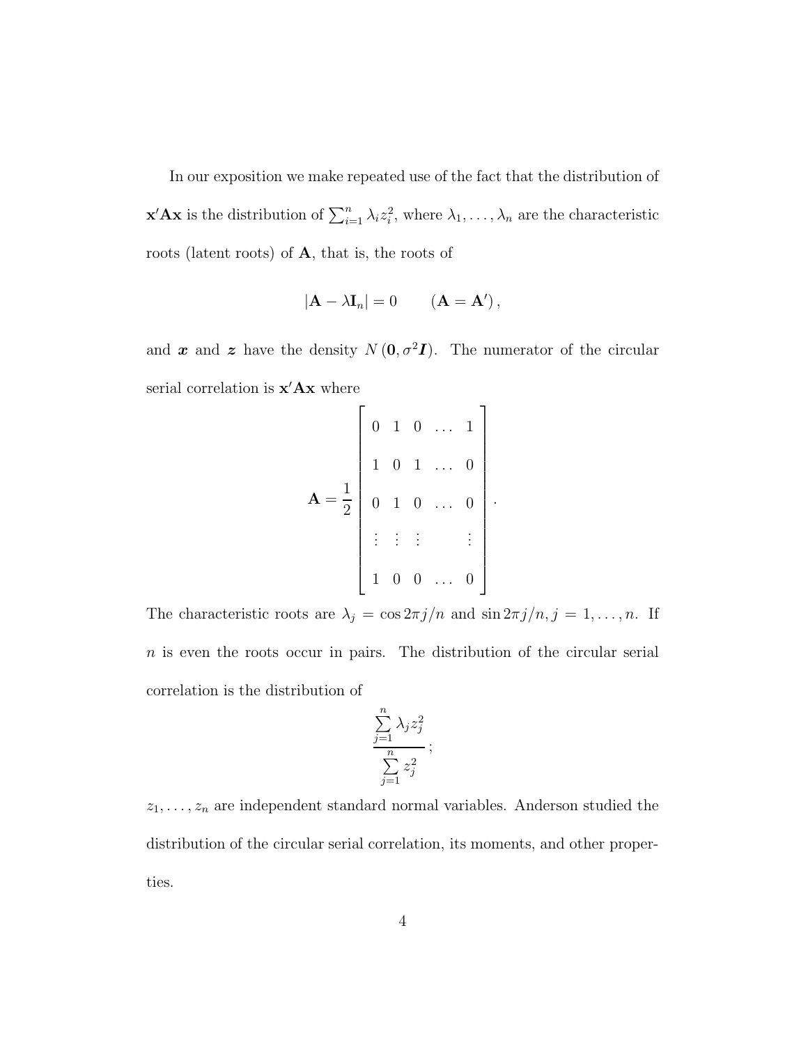In our exposition we make repeated use of the fact that the distribution of $\mathbf{x}'\mathbf{A}\mathbf{x}$ is the distribution of $\sum_{i=1}^{n} \lambda_i z_i^2$, where $\lambda_1, \ldots, \lambda_n$ are the characteristic roots (latent roots) of $\mathbf{A}$, that is, the roots of

$$|\mathbf{A} - \lambda \mathbf{I}_n| = 0 \qquad (\mathbf{A} = \mathbf{A}'),$$

and $\boldsymbol{x}$ and $\boldsymbol{z}$ have the density $N(\mathbf{0}, \sigma^2 \boldsymbol{I})$. The numerator of the circular serial correlation is $\mathbf{x}'\mathbf{A}\mathbf{x}$ where

$$\mathbf{A} = \frac{1}{2} \begin{bmatrix} 0 & 1 & 0 & \ldots & 1 \\ 1 & 0 & 1 & \ldots & 0 \\ 0 & 1 & 0 & \ldots & 0 \\ \vdots & \vdots & \vdots & & \vdots \\ 1 & 0 & 0 & \ldots & 0 \end{bmatrix}.$$

The characteristic roots are $\lambda_j = \cos 2\pi j/n$ and $\sin 2\pi j/n, j = 1, \ldots, n$. If $n$ is even the roots occur in pairs. The distribution of the circular serial correlation is the distribution of

$$\frac{\sum_{j=1}^{n} \lambda_j z_j^2}{\sum_{j=1}^{n} z_j^2};$$

$z_1, \ldots, z_n$ are independent standard normal variables. Anderson studied the distribution of the circular serial correlation, its moments, and other properties.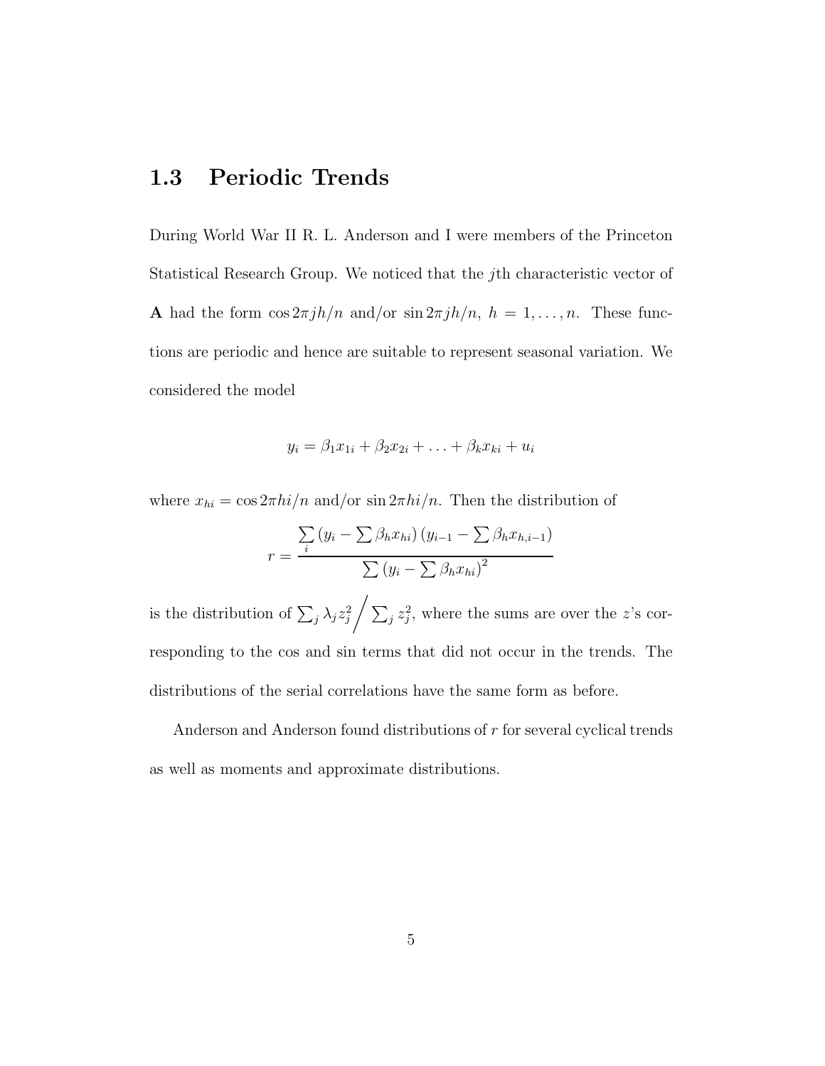## 1.3 Periodic Trends

During World War II R. L. Anderson and I were members of the Princeton Statistical Research Group. We noticed that the $j$th characteristic vector of $\mathbf{A}$ had the form $\cos 2\pi jh/n$ and/or $\sin 2\pi jh/n$, $h = 1, \ldots, n$. These functions are periodic and hence are suitable to represent seasonal variation. We considered the model

$$y_i = \beta_1 x_{1i} + \beta_2 x_{2i} + \ldots + \beta_k x_{ki} + u_i$$

where $x_{hi} = \cos 2\pi hi/n$ and/or $\sin 2\pi hi/n$. Then the distribution of

$$r = \frac{\sum_i \left(y_i - \sum \beta_h x_{hi}\right)\left(y_{i-1} - \sum \beta_h x_{h,i-1}\right)}{\sum \left(y_i - \sum \beta_h x_{hi}\right)^2}$$

is the distribution of $\sum_j \lambda_j z_j^2 \Big/ \sum_j z_j^2$, where the sums are over the $z$'s corresponding to the cos and sin terms that did not occur in the trends. The distributions of the serial correlations have the same form as before.

Anderson and Anderson found distributions of $r$ for several cyclical trends as well as moments and approximate distributions.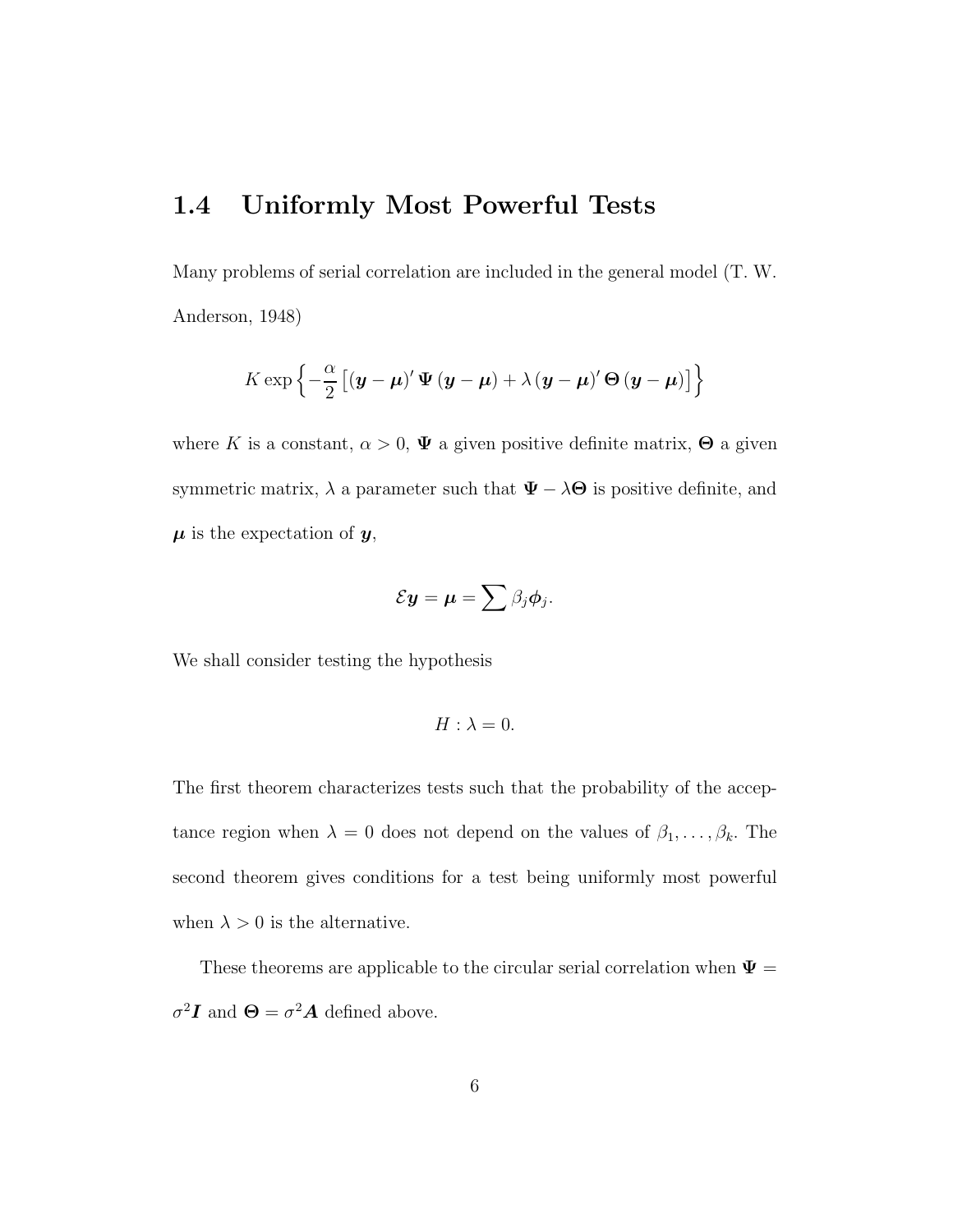## 1.4 Uniformly Most Powerful Tests

Many problems of serial correlation are included in the general model (T. W. Anderson, 1948)

$$K \exp\left\{-\frac{\alpha}{2}\left[(\boldsymbol{y}-\boldsymbol{\mu})' \boldsymbol{\Psi} (\boldsymbol{y}-\boldsymbol{\mu}) + \lambda (\boldsymbol{y}-\boldsymbol{\mu})' \boldsymbol{\Theta} (\boldsymbol{y}-\boldsymbol{\mu})\right]\right\}$$

where $K$ is a constant, $\alpha > 0$, $\boldsymbol{\Psi}$ a given positive definite matrix, $\boldsymbol{\Theta}$ a given symmetric matrix, $\lambda$ a parameter such that $\boldsymbol{\Psi} - \lambda\boldsymbol{\Theta}$ is positive definite, and $\boldsymbol{\mu}$ is the expectation of $\boldsymbol{y}$,

$$\mathcal{E}\boldsymbol{y} = \boldsymbol{\mu} = \sum \beta_j \boldsymbol{\phi}_j.$$

We shall consider testing the hypothesis

$$H : \lambda = 0.$$

The first theorem characterizes tests such that the probability of the acceptance region when $\lambda = 0$ does not depend on the values of $\beta_1, \ldots, \beta_k$. The second theorem gives conditions for a test being uniformly most powerful when $\lambda > 0$ is the alternative.

These theorems are applicable to the circular serial correlation when $\boldsymbol{\Psi} = \sigma^2 \boldsymbol{I}$ and $\boldsymbol{\Theta} = \sigma^2 \boldsymbol{A}$ defined above.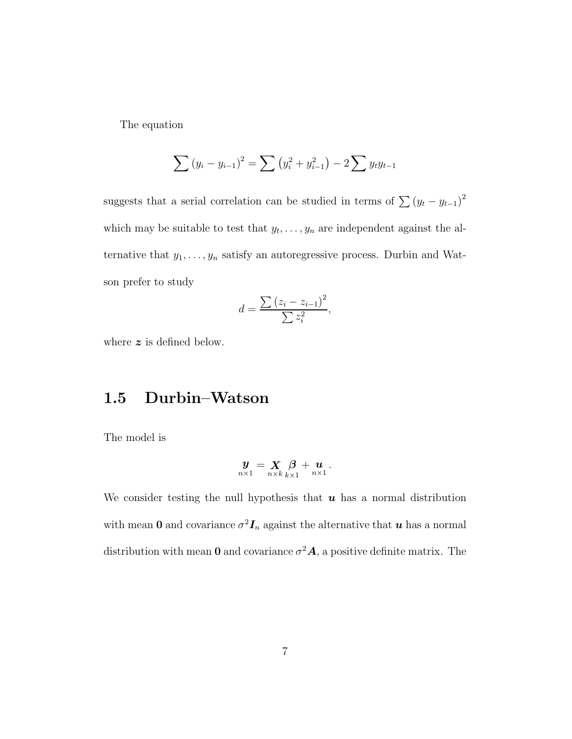The equation

$$\sum (y_i - y_{i-1})^2 = \sum (y_i^2 + y_{i-1}^2) - 2\sum y_t y_{t-1}$$

suggests that a serial correlation can be studied in terms of $\sum (y_t - y_{t-1})^2$ which may be suitable to test that $y_t, \ldots, y_n$ are independent against the alternative that $y_1, \ldots, y_n$ satisfy an autoregressive process. Durbin and Watson prefer to study

$$d = \frac{\sum (z_i - z_{i-1})^2}{\sum z_i^2},$$

where $\boldsymbol{z}$ is defined below.

## 1.5 Durbin–Watson

The model is

$$\underset{n\times 1}{\boldsymbol{y}} = \underset{n\times k}{\boldsymbol{X}}\,\underset{k\times 1}{\boldsymbol{\beta}} + \underset{n\times 1}{\boldsymbol{u}}.$$

We consider testing the null hypothesis that $\boldsymbol{u}$ has a normal distribution with mean $\mathbf{0}$ and covariance $\sigma^2 \boldsymbol{I}_n$ against the alternative that $\boldsymbol{u}$ has a normal distribution with mean $\mathbf{0}$ and covariance $\sigma^2 \boldsymbol{A}$, a positive definite matrix. The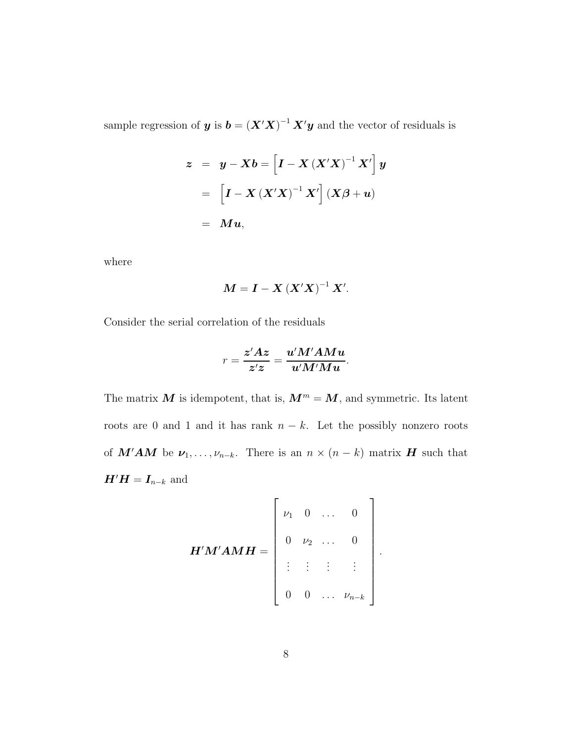sample regression of $\boldsymbol{y}$ is $\boldsymbol{b} = \left(\boldsymbol{X}'\boldsymbol{X}\right)^{-1}\boldsymbol{X}'\boldsymbol{y}$ and the vector of residuals is

$$
\begin{aligned}
\boldsymbol{z} &= \boldsymbol{y} - \boldsymbol{X}\boldsymbol{b} = \left[\boldsymbol{I} - \boldsymbol{X}\left(\boldsymbol{X}'\boldsymbol{X}\right)^{-1}\boldsymbol{X}'\right]\boldsymbol{y} \\
&= \left[\boldsymbol{I} - \boldsymbol{X}\left(\boldsymbol{X}'\boldsymbol{X}\right)^{-1}\boldsymbol{X}'\right]\left(\boldsymbol{X}\boldsymbol{\beta} + \boldsymbol{u}\right) \\
&= \boldsymbol{M}\boldsymbol{u},
\end{aligned}
$$

where

$$
\boldsymbol{M} = \boldsymbol{I} - \boldsymbol{X}\left(\boldsymbol{X}'\boldsymbol{X}\right)^{-1}\boldsymbol{X}'.
$$

Consider the serial correlation of the residuals

$$
r = \frac{\boldsymbol{z}'\boldsymbol{A}\boldsymbol{z}}{\boldsymbol{z}'\boldsymbol{z}} = \frac{\boldsymbol{u}'\boldsymbol{M}'\boldsymbol{A}\boldsymbol{M}\boldsymbol{u}}{\boldsymbol{u}'\boldsymbol{M}'\boldsymbol{M}\boldsymbol{u}}.
$$

The matrix $\boldsymbol{M}$ is idempotent, that is, $\boldsymbol{M}^m = \boldsymbol{M}$, and symmetric. Its latent roots are 0 and 1 and it has rank $n-k$. Let the possibly nonzero roots of $\boldsymbol{M}'\boldsymbol{A}\boldsymbol{M}$ be $\boldsymbol{\nu}_1, \ldots, \nu_{n-k}$. There is an $n \times (n-k)$ matrix $\boldsymbol{H}$ such that $\boldsymbol{H}'\boldsymbol{H} = \boldsymbol{I}_{n-k}$ and

$$
\boldsymbol{H}'\boldsymbol{M}'\boldsymbol{A}\boldsymbol{M}\boldsymbol{H} = \begin{bmatrix}
\nu_1 & 0 & \ldots & 0 \\
0 & \nu_2 & \ldots & 0 \\
\vdots & \vdots & \vdots & \vdots \\
0 & 0 & \ldots & \nu_{n-k}
\end{bmatrix}.
$$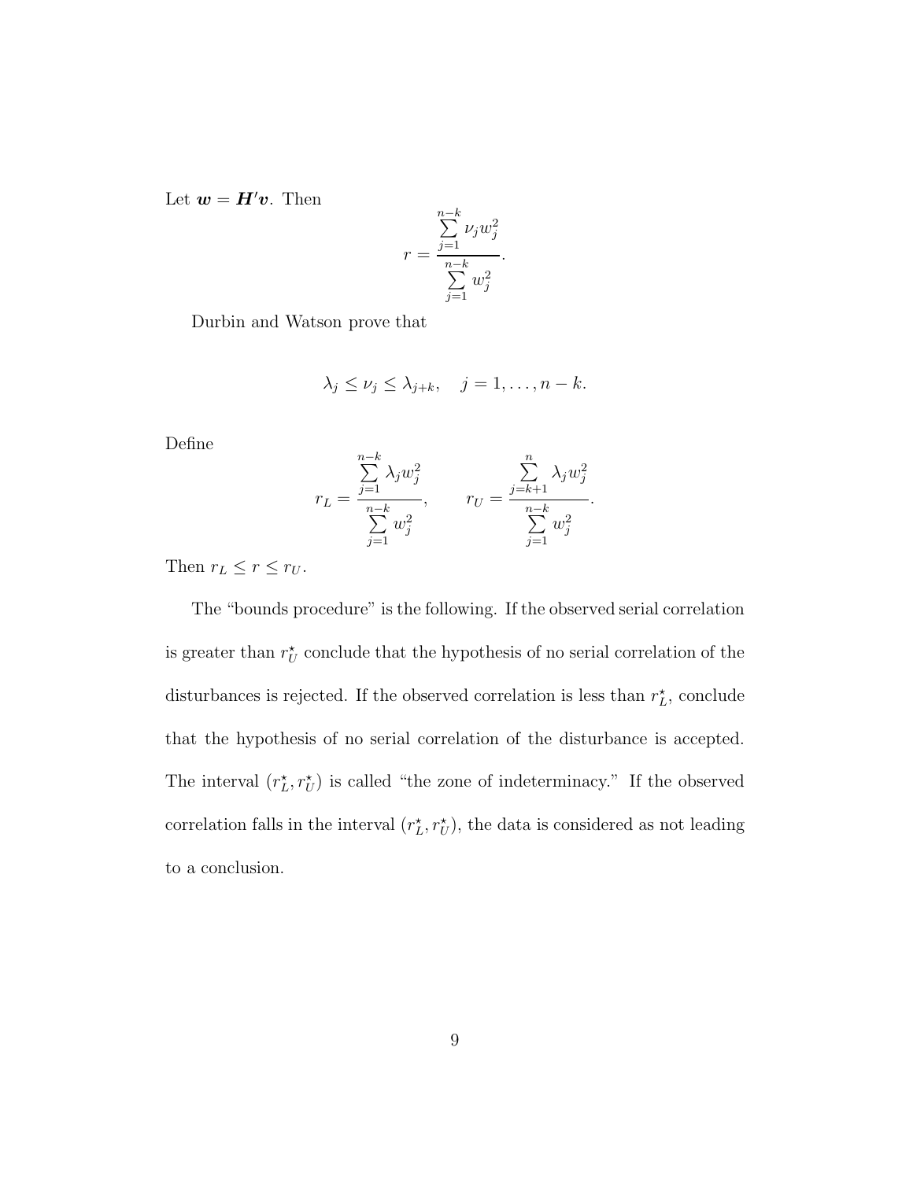Let $\boldsymbol{w} = \boldsymbol{H}'\boldsymbol{v}$. Then

$$r = \frac{\sum_{j=1}^{n-k} \nu_j w_j^2}{\sum_{j=1}^{n-k} w_j^2}.$$

Durbin and Watson prove that

$$\lambda_j \leq \nu_j \leq \lambda_{j+k}, \quad j = 1, \ldots, n-k.$$

Define

$$r_L = \frac{\sum_{j=1}^{n-k} \lambda_j w_j^2}{\sum_{j=1}^{n-k} w_j^2}, \qquad r_U = \frac{\sum_{j=k+1}^{n} \lambda_j w_j^2}{\sum_{j=1}^{n-k} w_j^2}.$$

Then $r_L \leq r \leq r_U$.

The "bounds procedure" is the following. If the observed serial correlation is greater than $r_U^\star$ conclude that the hypothesis of no serial correlation of the disturbances is rejected. If the observed correlation is less than $r_L^\star$, conclude that the hypothesis of no serial correlation of the disturbance is accepted. The interval $(r_L^\star, r_U^\star)$ is called "the zone of indeterminacy." If the observed correlation falls in the interval $(r_L^\star, r_U^\star)$, the data is considered as not leading to a conclusion.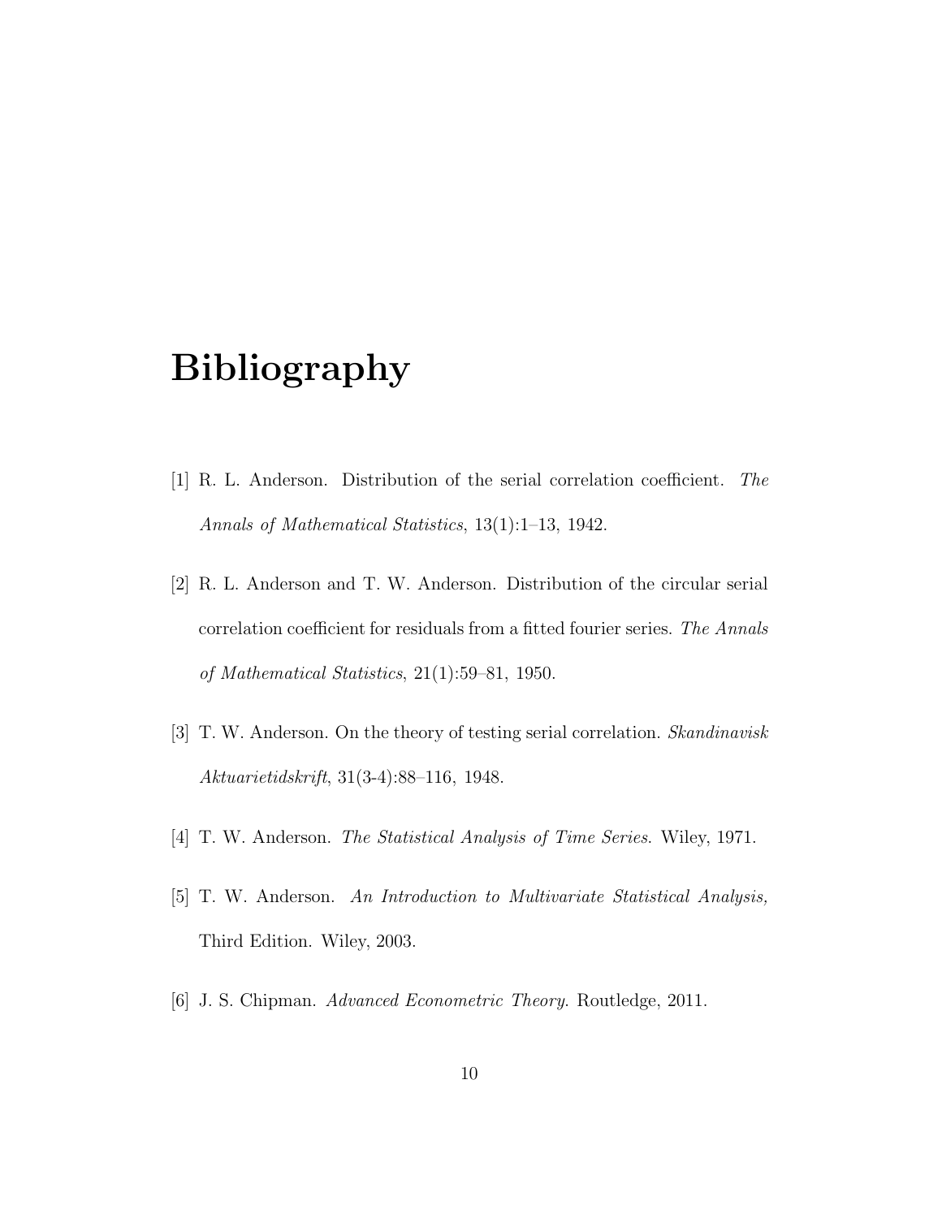# Bibliography

[1] R. L. Anderson. Distribution of the serial correlation coefficient. *The Annals of Mathematical Statistics*, 13(1):1–13, 1942.

[2] R. L. Anderson and T. W. Anderson. Distribution of the circular serial correlation coefficient for residuals from a fitted fourier series. *The Annals of Mathematical Statistics*, 21(1):59–81, 1950.

[3] T. W. Anderson. On the theory of testing serial correlation. *Skandinavisk Aktuarietidskrift*, 31(3-4):88–116, 1948.

[4] T. W. Anderson. *The Statistical Analysis of Time Series*. Wiley, 1971.

[5] T. W. Anderson. *An Introduction to Multivariate Statistical Analysis,* Third Edition. Wiley, 2003.

[6] J. S. Chipman. *Advanced Econometric Theory*. Routledge, 2011.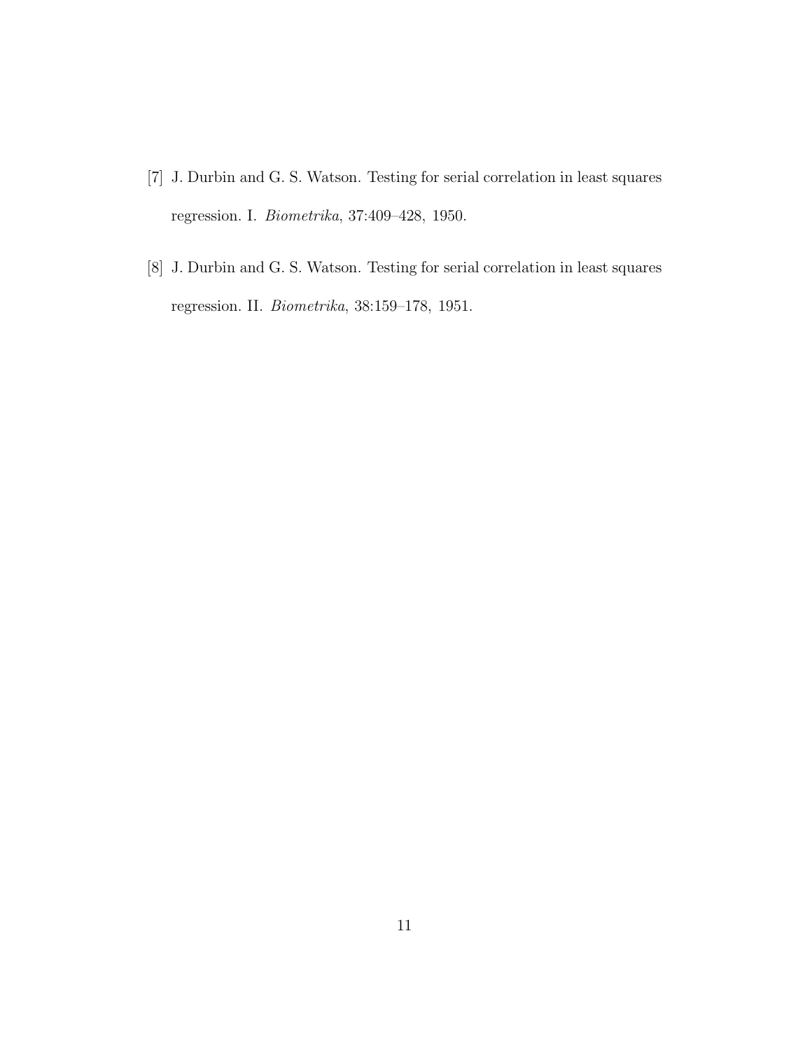[7] J. Durbin and G. S. Watson. Testing for serial correlation in least squares regression. I. *Biometrika*, 37:409–428, 1950.

[8] J. Durbin and G. S. Watson. Testing for serial correlation in least squares regression. II. *Biometrika*, 38:159–178, 1951.